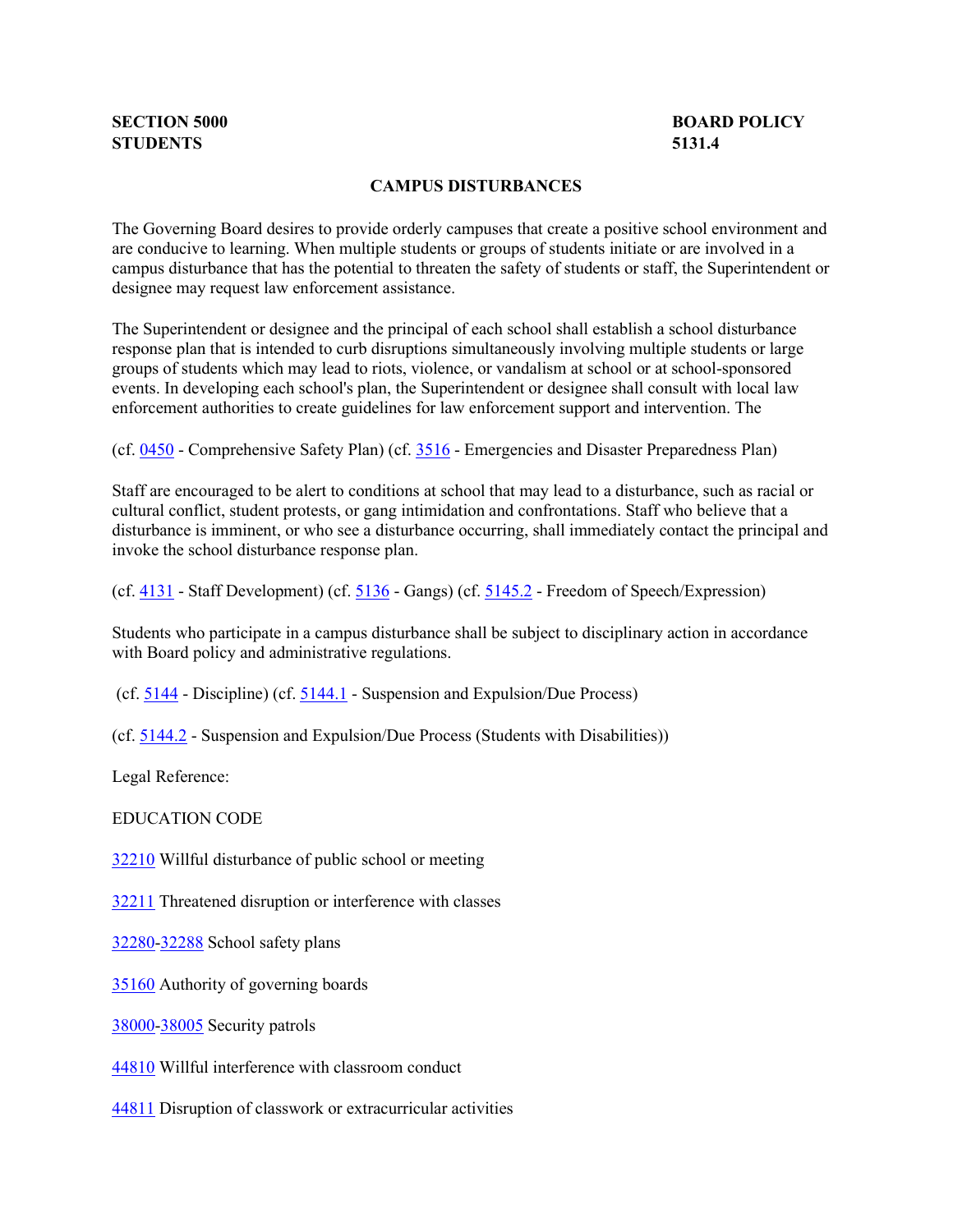**SECTION 5000** **BOARD POLICY**
**STUDENTS** **5131.4**

# CAMPUS DISTURBANCES

The Governing Board desires to provide orderly campuses that create a positive school environment and are conducive to learning. When multiple students or groups of students initiate or are involved in a campus disturbance that has the potential to threaten the safety of students or staff, the Superintendent or designee may request law enforcement assistance.

The Superintendent or designee and the principal of each school shall establish a school disturbance response plan that is intended to curb disruptions simultaneously involving multiple students or large groups of students which may lead to riots, violence, or vandalism at school or at school-sponsored events. In developing each school's plan, the Superintendent or designee shall consult with local law enforcement authorities to create guidelines for law enforcement support and intervention. The

(cf. 0450 - Comprehensive Safety Plan) (cf. 3516 - Emergencies and Disaster Preparedness Plan)

Staff are encouraged to be alert to conditions at school that may lead to a disturbance, such as racial or cultural conflict, student protests, or gang intimidation and confrontations. Staff who believe that a disturbance is imminent, or who see a disturbance occurring, shall immediately contact the principal and invoke the school disturbance response plan.

(cf. 4131 - Staff Development) (cf. 5136 - Gangs) (cf. 5145.2 - Freedom of Speech/Expression)

Students who participate in a campus disturbance shall be subject to disciplinary action in accordance with Board policy and administrative regulations.

(cf. 5144 - Discipline) (cf. 5144.1 - Suspension and Expulsion/Due Process)

(cf. 5144.2 - Suspension and Expulsion/Due Process (Students with Disabilities))

Legal Reference:

EDUCATION CODE

32210 Willful disturbance of public school or meeting

32211 Threatened disruption or interference with classes

32280-32288 School safety plans

35160 Authority of governing boards

38000-38005 Security patrols

44810 Willful interference with classroom conduct

44811 Disruption of classwork or extracurricular activities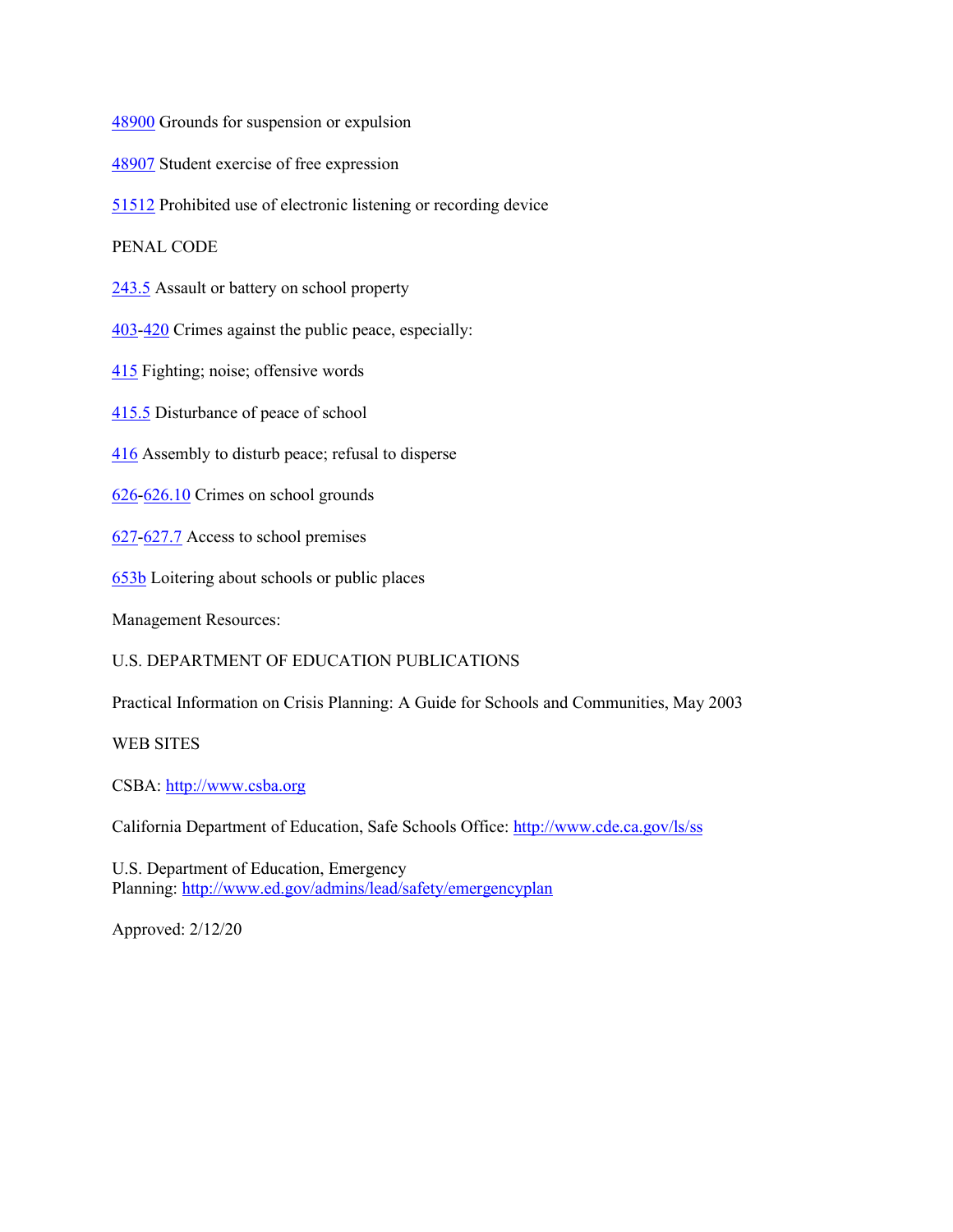48900 Grounds for suspension or expulsion

48907 Student exercise of free expression

51512 Prohibited use of electronic listening or recording device

PENAL CODE

243.5 Assault or battery on school property

403-420 Crimes against the public peace, especially:

415 Fighting; noise; offensive words

415.5 Disturbance of peace of school

416 Assembly to disturb peace; refusal to disperse

626-626.10 Crimes on school grounds

627-627.7 Access to school premises

653b Loitering about schools or public places

Management Resources:

U.S. DEPARTMENT OF EDUCATION PUBLICATIONS

Practical Information on Crisis Planning: A Guide for Schools and Communities, May 2003

WEB SITES

CSBA: http://www.csba.org

California Department of Education, Safe Schools Office: http://www.cde.ca.gov/ls/ss

U.S. Department of Education, Emergency Planning: http://www.ed.gov/admins/lead/safety/emergencyplan

Approved: 2/12/20